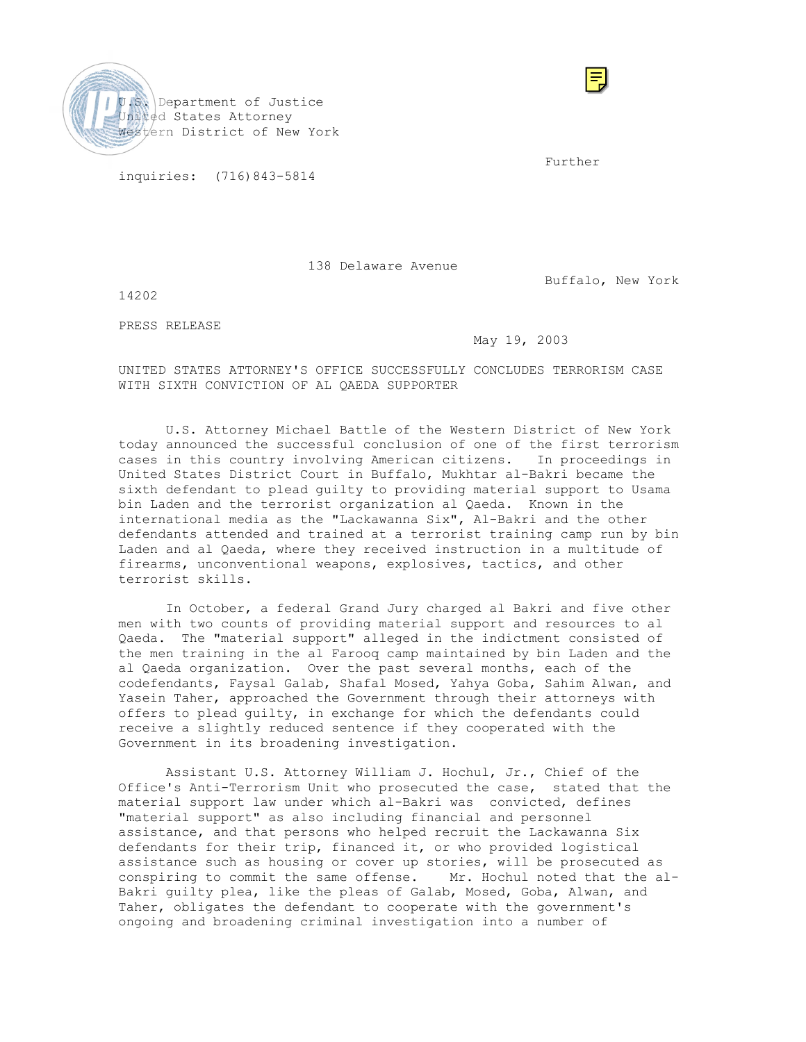U.S. Department of Justice
United States Attorney
Western District of New York

Further inquiries: (716)843-5814

138 Delaware Avenue
Buffalo, New York 14202

PRESS RELEASE

May 19, 2003

UNITED STATES ATTORNEY'S OFFICE SUCCESSFULLY CONCLUDES TERRORISM CASE WITH SIXTH CONVICTION OF AL QAEDA SUPPORTER

U.S. Attorney Michael Battle of the Western District of New York today announced the successful conclusion of one of the first terrorism cases in this country involving American citizens. In proceedings in United States District Court in Buffalo, Mukhtar al-Bakri became the sixth defendant to plead guilty to providing material support to Usama bin Laden and the terrorist organization al Qaeda. Known in the international media as the "Lackawanna Six", Al-Bakri and the other defendants attended and trained at a terrorist training camp run by bin Laden and al Qaeda, where they received instruction in a multitude of firearms, unconventional weapons, explosives, tactics, and other terrorist skills.

In October, a federal Grand Jury charged al Bakri and five other men with two counts of providing material support and resources to al Qaeda. The "material support" alleged in the indictment consisted of the men training in the al Farooq camp maintained by bin Laden and the al Qaeda organization. Over the past several months, each of the codefendants, Faysal Galab, Shafal Mosed, Yahya Goba, Sahim Alwan, and Yasein Taher, approached the Government through their attorneys with offers to plead guilty, in exchange for which the defendants could receive a slightly reduced sentence if they cooperated with the Government in its broadening investigation.

Assistant U.S. Attorney William J. Hochul, Jr., Chief of the Office's Anti-Terrorism Unit who prosecuted the case, stated that the material support law under which al-Bakri was convicted, defines "material support" as also including financial and personnel assistance, and that persons who helped recruit the Lackawanna Six defendants for their trip, financed it, or who provided logistical assistance such as housing or cover up stories, will be prosecuted as conspiring to commit the same offense. Mr. Hochul noted that the al-Bakri guilty plea, like the pleas of Galab, Mosed, Goba, Alwan, and Taher, obligates the defendant to cooperate with the government's ongoing and broadening criminal investigation into a number of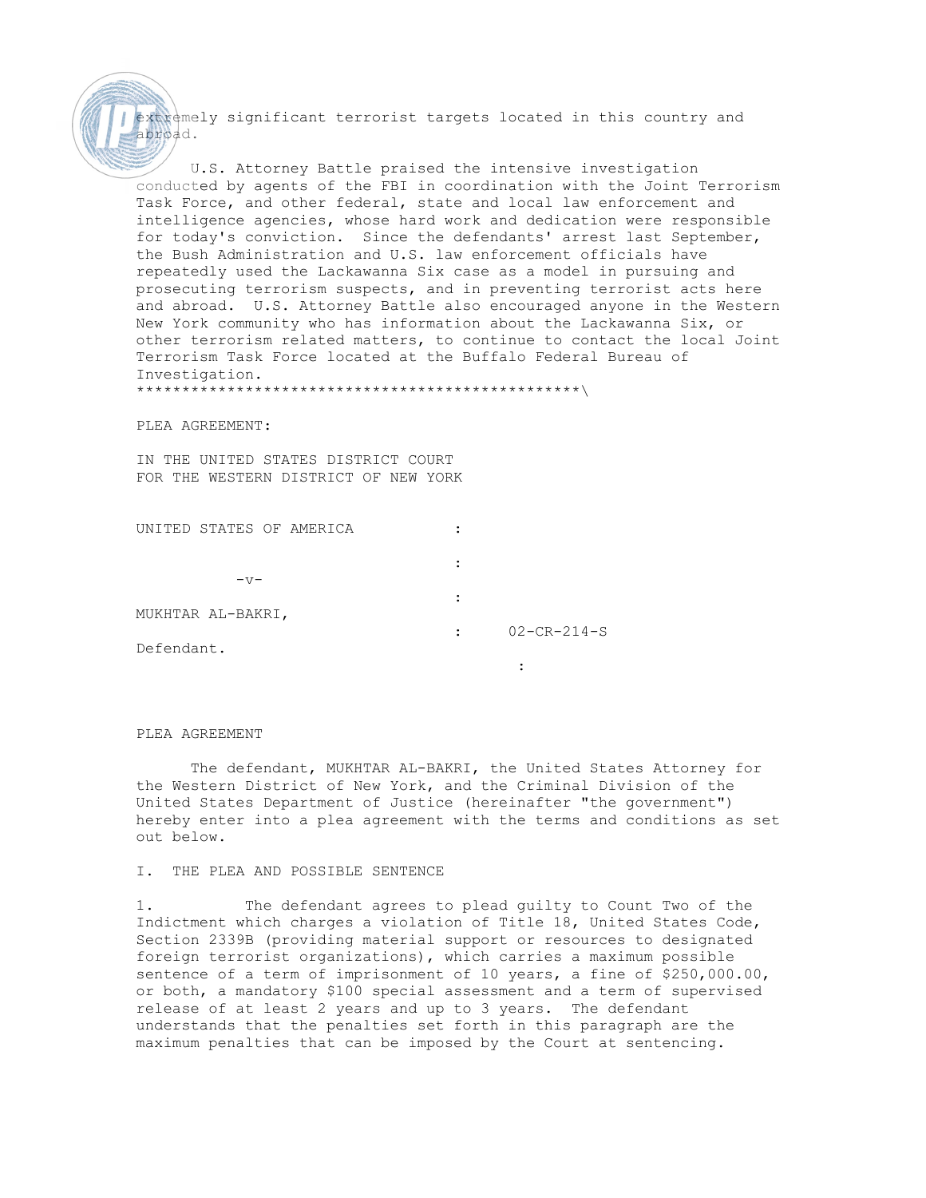extremely significant terrorist targets located in this country and abroad.

U.S. Attorney Battle praised the intensive investigation conducted by agents of the FBI in coordination with the Joint Terrorism Task Force, and other federal, state and local law enforcement and intelligence agencies, whose hard work and dedication were responsible for today's conviction. Since the defendants' arrest last September, the Bush Administration and U.S. law enforcement officials have repeatedly used the Lackawanna Six case as a model in pursuing and prosecuting terrorism suspects, and in preventing terrorist acts here and abroad. U.S. Attorney Battle also encouraged anyone in the Western New York community who has information about the Lackawanna Six, or other terrorism related matters, to continue to contact the local Joint Terrorism Task Force located at the Buffalo Federal Bureau of Investigation.

************************************************\

PLEA AGREEMENT:

IN THE UNITED STATES DISTRICT COURT
FOR THE WESTERN DISTRICT OF NEW YORK

UNITED STATES OF AMERICA :

:

-v-

:

MUKHTAR AL-BAKRI,

: 02-CR-214-S

Defendant.

:

PLEA AGREEMENT

The defendant, MUKHTAR AL-BAKRI, the United States Attorney for the Western District of New York, and the Criminal Division of the United States Department of Justice (hereinafter "the government") hereby enter into a plea agreement with the terms and conditions as set out below.

I. THE PLEA AND POSSIBLE SENTENCE

1. The defendant agrees to plead guilty to Count Two of the Indictment which charges a violation of Title 18, United States Code, Section 2339B (providing material support or resources to designated foreign terrorist organizations), which carries a maximum possible sentence of a term of imprisonment of 10 years, a fine of $250,000.00, or both, a mandatory $100 special assessment and a term of supervised release of at least 2 years and up to 3 years. The defendant understands that the penalties set forth in this paragraph are the maximum penalties that can be imposed by the Court at sentencing.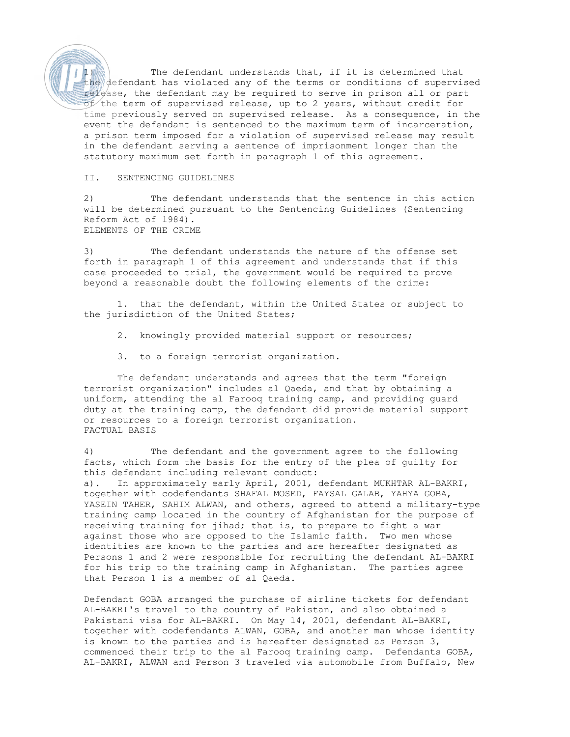1) The defendant understands that, if it is determined that the defendant has violated any of the terms or conditions of supervised release, the defendant may be required to serve in prison all or part of the term of supervised release, up to 2 years, without credit for time previously served on supervised release. As a consequence, in the event the defendant is sentenced to the maximum term of incarceration, a prison term imposed for a violation of supervised release may result in the defendant serving a sentence of imprisonment longer than the statutory maximum set forth in paragraph 1 of this agreement.

## II. SENTENCING GUIDELINES

2) The defendant understands that the sentence in this action will be determined pursuant to the Sentencing Guidelines (Sentencing Reform Act of 1984).

### ELEMENTS OF THE CRIME

3) The defendant understands the nature of the offense set forth in paragraph 1 of this agreement and understands that if this case proceeded to trial, the government would be required to prove beyond a reasonable doubt the following elements of the crime:

1. that the defendant, within the United States or subject to the jurisdiction of the United States;

2. knowingly provided material support or resources;

3. to a foreign terrorist organization.

The defendant understands and agrees that the term "foreign terrorist organization" includes al Qaeda, and that by obtaining a uniform, attending the al Farooq training camp, and providing guard duty at the training camp, the defendant did provide material support or resources to a foreign terrorist organization.

### FACTUAL BASIS

4) The defendant and the government agree to the following facts, which form the basis for the entry of the plea of guilty for this defendant including relevant conduct:

a). In approximately early April, 2001, defendant MUKHTAR AL-BAKRI, together with codefendants SHAFAL MOSED, FAYSAL GALAB, YAHYA GOBA, YASEIN TAHER, SAHIM ALWAN, and others, agreed to attend a military-type training camp located in the country of Afghanistan for the purpose of receiving training for jihad; that is, to prepare to fight a war against those who are opposed to the Islamic faith. Two men whose identities are known to the parties and are hereafter designated as Persons 1 and 2 were responsible for recruiting the defendant AL-BAKRI for his trip to the training camp in Afghanistan. The parties agree that Person 1 is a member of al Qaeda.

Defendant GOBA arranged the purchase of airline tickets for defendant AL-BAKRI's travel to the country of Pakistan, and also obtained a Pakistani visa for AL-BAKRI. On May 14, 2001, defendant AL-BAKRI, together with codefendants ALWAN, GOBA, and another man whose identity is known to the parties and is hereafter designated as Person 3, commenced their trip to the al Farooq training camp. Defendants GOBA, AL-BAKRI, ALWAN and Person 3 traveled via automobile from Buffalo, New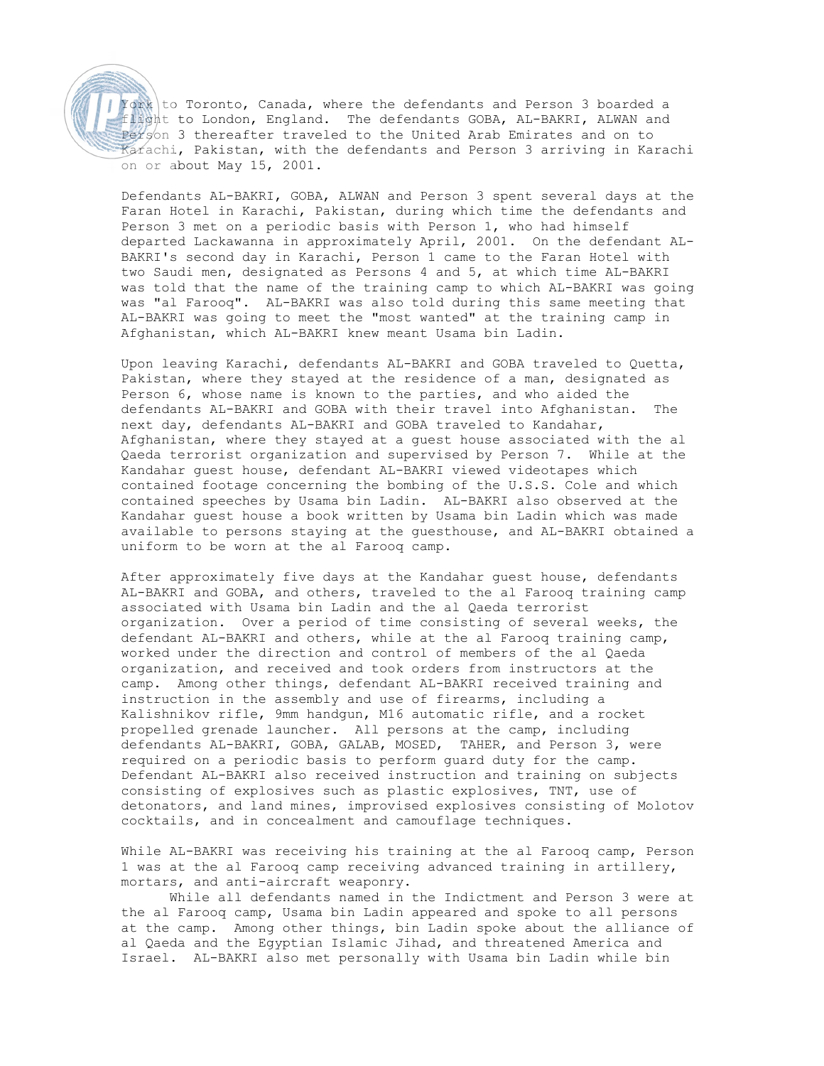York to Toronto, Canada, where the defendants and Person 3 boarded a flight to London, England. The defendants GOBA, AL-BAKRI, ALWAN and Person 3 thereafter traveled to the United Arab Emirates and on to Karachi, Pakistan, with the defendants and Person 3 arriving in Karachi on or about May 15, 2001.

Defendants AL-BAKRI, GOBA, ALWAN and Person 3 spent several days at the Faran Hotel in Karachi, Pakistan, during which time the defendants and Person 3 met on a periodic basis with Person 1, who had himself departed Lackawanna in approximately April, 2001. On the defendant AL-BAKRI's second day in Karachi, Person 1 came to the Faran Hotel with two Saudi men, designated as Persons 4 and 5, at which time AL-BAKRI was told that the name of the training camp to which AL-BAKRI was going was "al Farooq". AL-BAKRI was also told during this same meeting that AL-BAKRI was going to meet the "most wanted" at the training camp in Afghanistan, which AL-BAKRI knew meant Usama bin Ladin.

Upon leaving Karachi, defendants AL-BAKRI and GOBA traveled to Quetta, Pakistan, where they stayed at the residence of a man, designated as Person 6, whose name is known to the parties, and who aided the defendants AL-BAKRI and GOBA with their travel into Afghanistan. The next day, defendants AL-BAKRI and GOBA traveled to Kandahar, Afghanistan, where they stayed at a guest house associated with the al Qaeda terrorist organization and supervised by Person 7. While at the Kandahar guest house, defendant AL-BAKRI viewed videotapes which contained footage concerning the bombing of the U.S.S. Cole and which contained speeches by Usama bin Ladin. AL-BAKRI also observed at the Kandahar guest house a book written by Usama bin Ladin which was made available to persons staying at the guesthouse, and AL-BAKRI obtained a uniform to be worn at the al Farooq camp.

After approximately five days at the Kandahar guest house, defendants AL-BAKRI and GOBA, and others, traveled to the al Farooq training camp associated with Usama bin Ladin and the al Qaeda terrorist organization. Over a period of time consisting of several weeks, the defendant AL-BAKRI and others, while at the al Farooq training camp, worked under the direction and control of members of the al Qaeda organization, and received and took orders from instructors at the camp. Among other things, defendant AL-BAKRI received training and instruction in the assembly and use of firearms, including a Kalishnikov rifle, 9mm handgun, M16 automatic rifle, and a rocket propelled grenade launcher. All persons at the camp, including defendants AL-BAKRI, GOBA, GALAB, MOSED, TAHER, and Person 3, were required on a periodic basis to perform guard duty for the camp. Defendant AL-BAKRI also received instruction and training on subjects consisting of explosives such as plastic explosives, TNT, use of detonators, and land mines, improvised explosives consisting of Molotov cocktails, and in concealment and camouflage techniques.

While AL-BAKRI was receiving his training at the al Farooq camp, Person 1 was at the al Farooq camp receiving advanced training in artillery, mortars, and anti-aircraft weaponry.

While all defendants named in the Indictment and Person 3 were at the al Farooq camp, Usama bin Ladin appeared and spoke to all persons at the camp. Among other things, bin Ladin spoke about the alliance of al Qaeda and the Egyptian Islamic Jihad, and threatened America and Israel. AL-BAKRI also met personally with Usama bin Ladin while bin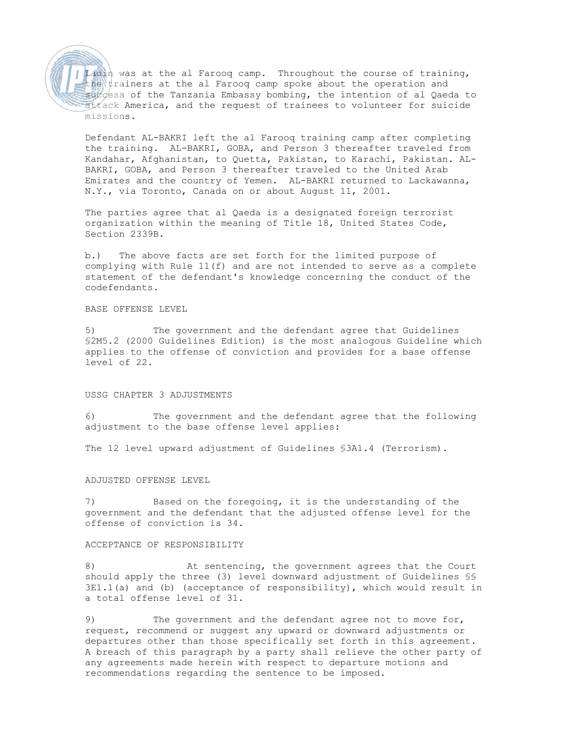Ladin was at the al Farooq camp. Throughout the course of training, the trainers at the al Farooq camp spoke about the operation and success of the Tanzania Embassy bombing, the intention of al Qaeda to attack America, and the request of trainees to volunteer for suicide missions.

Defendant AL-BAKRI left the al Farooq training camp after completing the training. AL-BAKRI, GOBA, and Person 3 thereafter traveled from Kandahar, Afghanistan, to Quetta, Pakistan, to Karachi, Pakistan. AL-BAKRI, GOBA, and Person 3 thereafter traveled to the United Arab Emirates and the country of Yemen. AL-BAKRI returned to Lackawanna, N.Y., via Toronto, Canada on or about August 11, 2001.

The parties agree that al Qaeda is a designated foreign terrorist organization within the meaning of Title 18, United States Code, Section 2339B.

b.) The above facts are set forth for the limited purpose of complying with Rule 11(f) and are not intended to serve as a complete statement of the defendant's knowledge concerning the conduct of the codefendants.

BASE OFFENSE LEVEL

5) The government and the defendant agree that Guidelines §2M5.2 (2000 Guidelines Edition) is the most analogous Guideline which applies to the offense of conviction and provides for a base offense level of 22.

USSG CHAPTER 3 ADJUSTMENTS

6) The government and the defendant agree that the following adjustment to the base offense level applies:

The 12 level upward adjustment of Guidelines §3A1.4 (Terrorism).

ADJUSTED OFFENSE LEVEL

7) Based on the foregoing, it is the understanding of the government and the defendant that the adjusted offense level for the offense of conviction is 34.

ACCEPTANCE OF RESPONSIBILITY

8) At sentencing, the government agrees that the Court should apply the three (3) level downward adjustment of Guidelines §§ 3E1.1(a) and (b) (acceptance of responsibility), which would result in a total offense level of 31.

9) The government and the defendant agree not to move for, request, recommend or suggest any upward or downward adjustments or departures other than those specifically set forth in this agreement. A breach of this paragraph by a party shall relieve the other party of any agreements made herein with respect to departure motions and recommendations regarding the sentence to be imposed.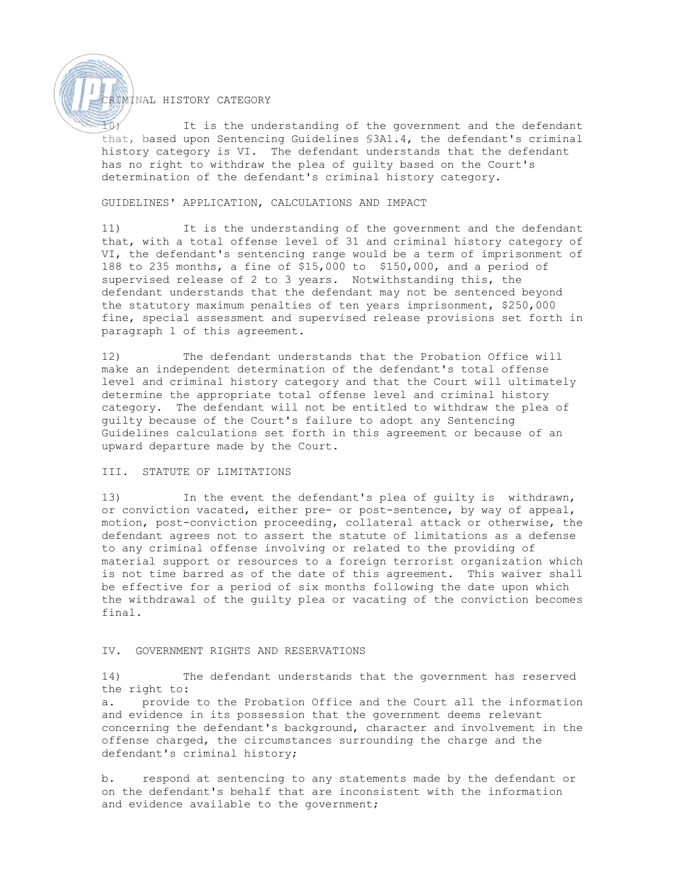CRIMINAL HISTORY CATEGORY

10) It is the understanding of the government and the defendant that, based upon Sentencing Guidelines §3A1.4, the defendant's criminal history category is VI. The defendant understands that the defendant has no right to withdraw the plea of guilty based on the Court's determination of the defendant's criminal history category.

GUIDELINES' APPLICATION, CALCULATIONS AND IMPACT

11) It is the understanding of the government and the defendant that, with a total offense level of 31 and criminal history category of VI, the defendant's sentencing range would be a term of imprisonment of 188 to 235 months, a fine of $15,000 to $150,000, and a period of supervised release of 2 to 3 years. Notwithstanding this, the defendant understands that the defendant may not be sentenced beyond the statutory maximum penalties of ten years imprisonment, $250,000 fine, special assessment and supervised release provisions set forth in paragraph 1 of this agreement.

12) The defendant understands that the Probation Office will make an independent determination of the defendant's total offense level and criminal history category and that the Court will ultimately determine the appropriate total offense level and criminal history category. The defendant will not be entitled to withdraw the plea of guilty because of the Court's failure to adopt any Sentencing Guidelines calculations set forth in this agreement or because of an upward departure made by the Court.

III. STATUTE OF LIMITATIONS

13) In the event the defendant's plea of guilty is withdrawn, or conviction vacated, either pre- or post-sentence, by way of appeal, motion, post-conviction proceeding, collateral attack or otherwise, the defendant agrees not to assert the statute of limitations as a defense to any criminal offense involving or related to the providing of material support or resources to a foreign terrorist organization which is not time barred as of the date of this agreement. This waiver shall be effective for a period of six months following the date upon which the withdrawal of the guilty plea or vacating of the conviction becomes final.

IV. GOVERNMENT RIGHTS AND RESERVATIONS

14) The defendant understands that the government has reserved the right to:

a. provide to the Probation Office and the Court all the information and evidence in its possession that the government deems relevant concerning the defendant's background, character and involvement in the offense charged, the circumstances surrounding the charge and the defendant's criminal history;

b. respond at sentencing to any statements made by the defendant or on the defendant's behalf that are inconsistent with the information and evidence available to the government;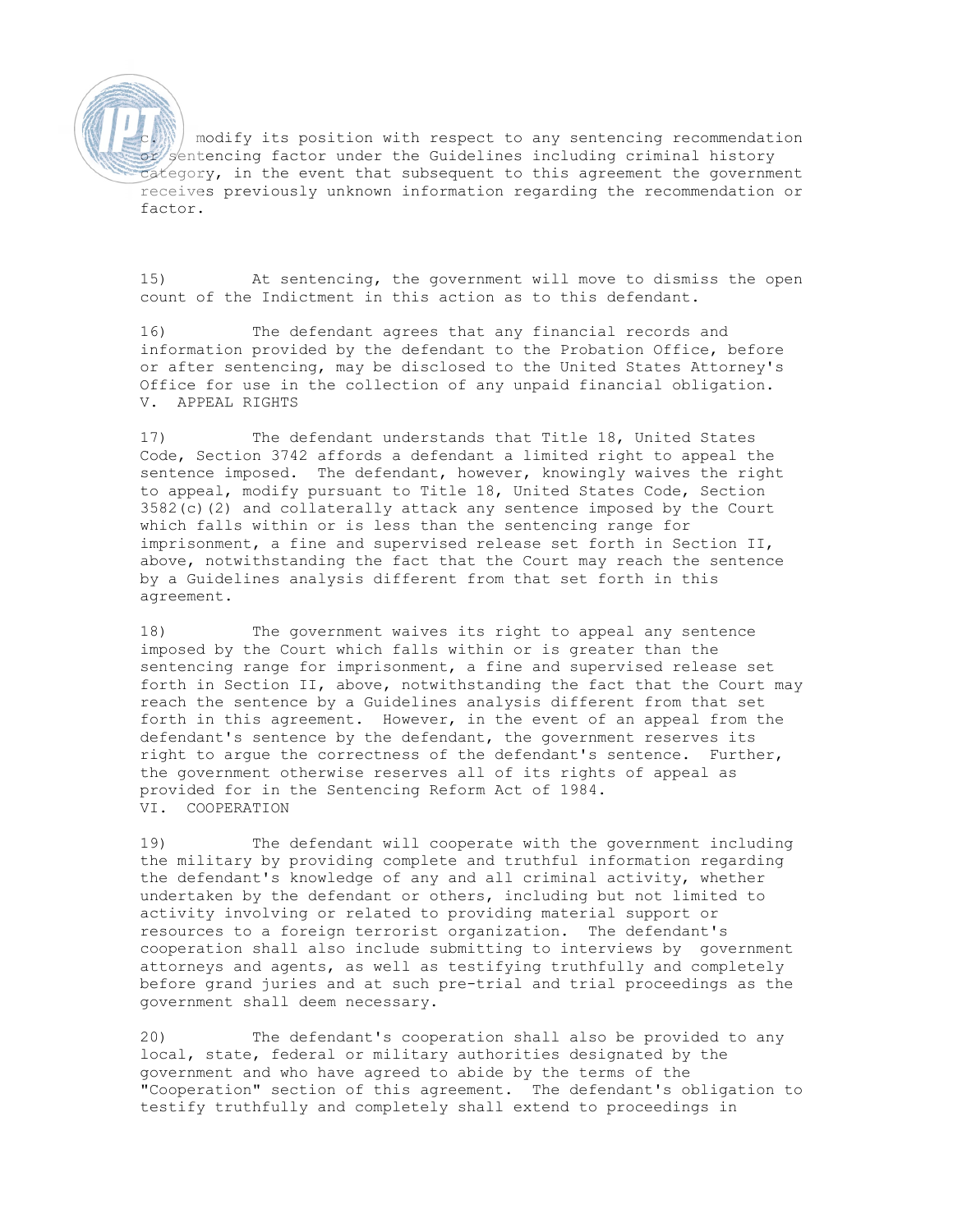c. modify its position with respect to any sentencing recommendation or sentencing factor under the Guidelines including criminal history category, in the event that subsequent to this agreement the government receives previously unknown information regarding the recommendation or factor.

15) At sentencing, the government will move to dismiss the open count of the Indictment in this action as to this defendant.

16) The defendant agrees that any financial records and information provided by the defendant to the Probation Office, before or after sentencing, may be disclosed to the United States Attorney's Office for use in the collection of any unpaid financial obligation.

## V. APPEAL RIGHTS

17) The defendant understands that Title 18, United States Code, Section 3742 affords a defendant a limited right to appeal the sentence imposed. The defendant, however, knowingly waives the right to appeal, modify pursuant to Title 18, United States Code, Section 3582(c)(2) and collaterally attack any sentence imposed by the Court which falls within or is less than the sentencing range for imprisonment, a fine and supervised release set forth in Section II, above, notwithstanding the fact that the Court may reach the sentence by a Guidelines analysis different from that set forth in this agreement.

18) The government waives its right to appeal any sentence imposed by the Court which falls within or is greater than the sentencing range for imprisonment, a fine and supervised release set forth in Section II, above, notwithstanding the fact that the Court may reach the sentence by a Guidelines analysis different from that set forth in this agreement. However, in the event of an appeal from the defendant's sentence by the defendant, the government reserves its right to argue the correctness of the defendant's sentence. Further, the government otherwise reserves all of its rights of appeal as provided for in the Sentencing Reform Act of 1984.

## VI. COOPERATION

19) The defendant will cooperate with the government including the military by providing complete and truthful information regarding the defendant's knowledge of any and all criminal activity, whether undertaken by the defendant or others, including but not limited to activity involving or related to providing material support or resources to a foreign terrorist organization. The defendant's cooperation shall also include submitting to interviews by government attorneys and agents, as well as testifying truthfully and completely before grand juries and at such pre-trial and trial proceedings as the government shall deem necessary.

20) The defendant's cooperation shall also be provided to any local, state, federal or military authorities designated by the government and who have agreed to abide by the terms of the "Cooperation" section of this agreement. The defendant's obligation to testify truthfully and completely shall extend to proceedings in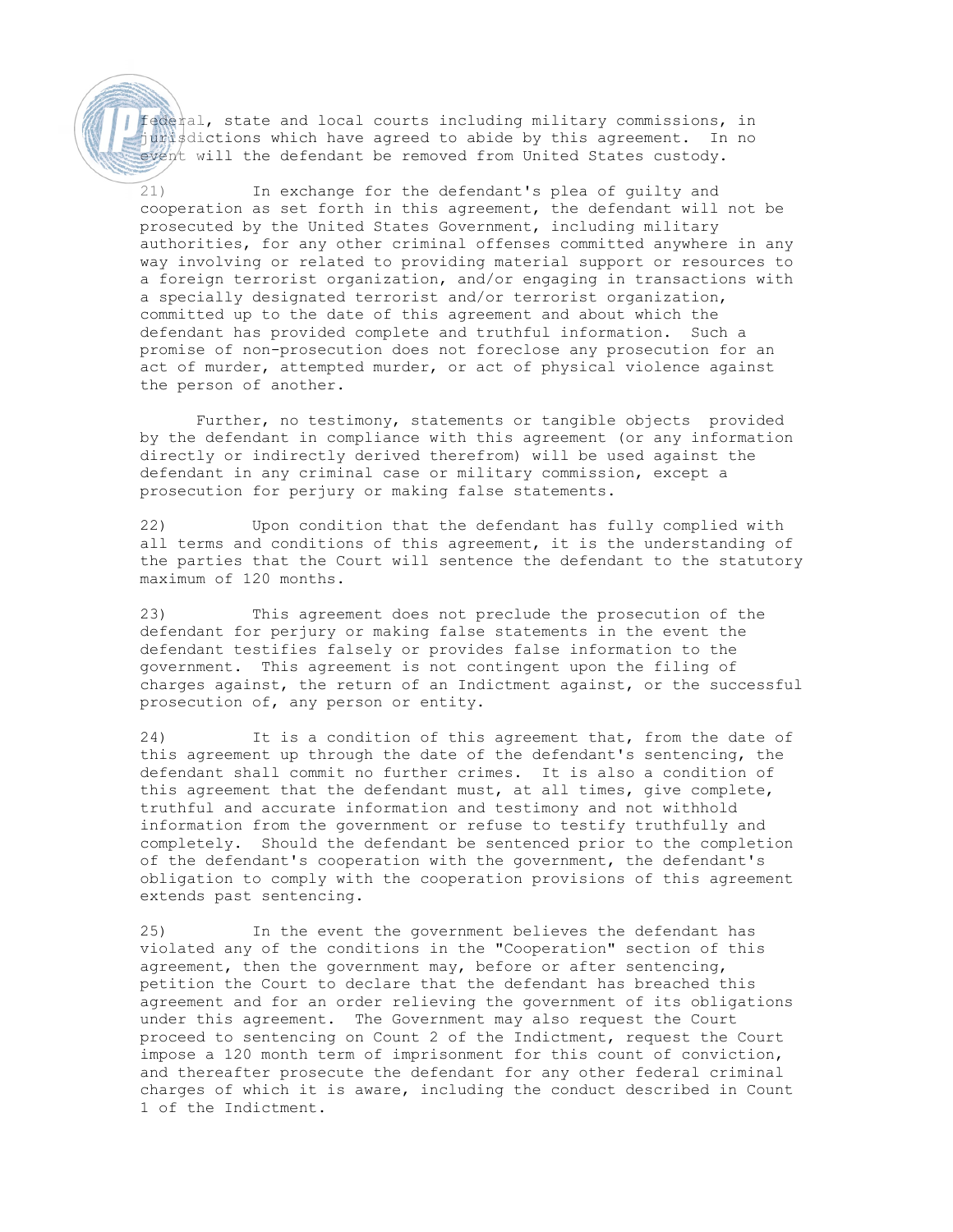federal, state and local courts including military commissions, in jurisdictions which have agreed to abide by this agreement. In no event will the defendant be removed from United States custody.

21) In exchange for the defendant's plea of guilty and cooperation as set forth in this agreement, the defendant will not be prosecuted by the United States Government, including military authorities, for any other criminal offenses committed anywhere in any way involving or related to providing material support or resources to a foreign terrorist organization, and/or engaging in transactions with a specially designated terrorist and/or terrorist organization, committed up to the date of this agreement and about which the defendant has provided complete and truthful information. Such a promise of non-prosecution does not foreclose any prosecution for an act of murder, attempted murder, or act of physical violence against the person of another.

Further, no testimony, statements or tangible objects provided by the defendant in compliance with this agreement (or any information directly or indirectly derived therefrom) will be used against the defendant in any criminal case or military commission, except a prosecution for perjury or making false statements.

22) Upon condition that the defendant has fully complied with all terms and conditions of this agreement, it is the understanding of the parties that the Court will sentence the defendant to the statutory maximum of 120 months.

23) This agreement does not preclude the prosecution of the defendant for perjury or making false statements in the event the defendant testifies falsely or provides false information to the government. This agreement is not contingent upon the filing of charges against, the return of an Indictment against, or the successful prosecution of, any person or entity.

24) It is a condition of this agreement that, from the date of this agreement up through the date of the defendant's sentencing, the defendant shall commit no further crimes. It is also a condition of this agreement that the defendant must, at all times, give complete, truthful and accurate information and testimony and not withhold information from the government or refuse to testify truthfully and completely. Should the defendant be sentenced prior to the completion of the defendant's cooperation with the government, the defendant's obligation to comply with the cooperation provisions of this agreement extends past sentencing.

25) In the event the government believes the defendant has violated any of the conditions in the "Cooperation" section of this agreement, then the government may, before or after sentencing, petition the Court to declare that the defendant has breached this agreement and for an order relieving the government of its obligations under this agreement. The Government may also request the Court proceed to sentencing on Count 2 of the Indictment, request the Court impose a 120 month term of imprisonment for this count of conviction, and thereafter prosecute the defendant for any other federal criminal charges of which it is aware, including the conduct described in Count 1 of the Indictment.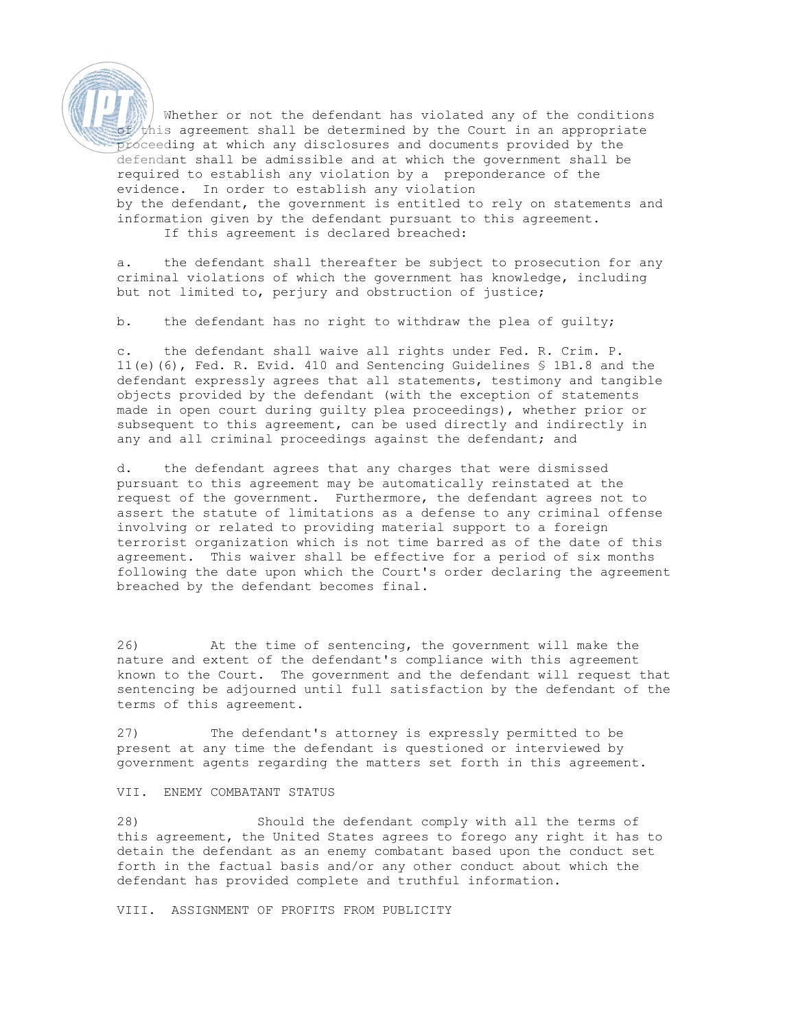Whether or not the defendant has violated any of the conditions of this agreement shall be determined by the Court in an appropriate proceeding at which any disclosures and documents provided by the defendant shall be admissible and at which the government shall be required to establish any violation by a preponderance of the evidence. In order to establish any violation by the defendant, the government is entitled to rely on statements and information given by the defendant pursuant to this agreement.

If this agreement is declared breached:

a. the defendant shall thereafter be subject to prosecution for any criminal violations of which the government has knowledge, including but not limited to, perjury and obstruction of justice;

b. the defendant has no right to withdraw the plea of guilty;

c. the defendant shall waive all rights under Fed. R. Crim. P. 11(e)(6), Fed. R. Evid. 410 and Sentencing Guidelines § 1B1.8 and the defendant expressly agrees that all statements, testimony and tangible objects provided by the defendant (with the exception of statements made in open court during guilty plea proceedings), whether prior or subsequent to this agreement, can be used directly and indirectly in any and all criminal proceedings against the defendant; and

d. the defendant agrees that any charges that were dismissed pursuant to this agreement may be automatically reinstated at the request of the government. Furthermore, the defendant agrees not to assert the statute of limitations as a defense to any criminal offense involving or related to providing material support to a foreign terrorist organization which is not time barred as of the date of this agreement. This waiver shall be effective for a period of six months following the date upon which the Court's order declaring the agreement breached by the defendant becomes final.

26) At the time of sentencing, the government will make the nature and extent of the defendant's compliance with this agreement known to the Court. The government and the defendant will request that sentencing be adjourned until full satisfaction by the defendant of the terms of this agreement.

27) The defendant's attorney is expressly permitted to be present at any time the defendant is questioned or interviewed by government agents regarding the matters set forth in this agreement.

## VII. ENEMY COMBATANT STATUS

28) Should the defendant comply with all the terms of this agreement, the United States agrees to forego any right it has to detain the defendant as an enemy combatant based upon the conduct set forth in the factual basis and/or any other conduct about which the defendant has provided complete and truthful information.

## VIII. ASSIGNMENT OF PROFITS FROM PUBLICITY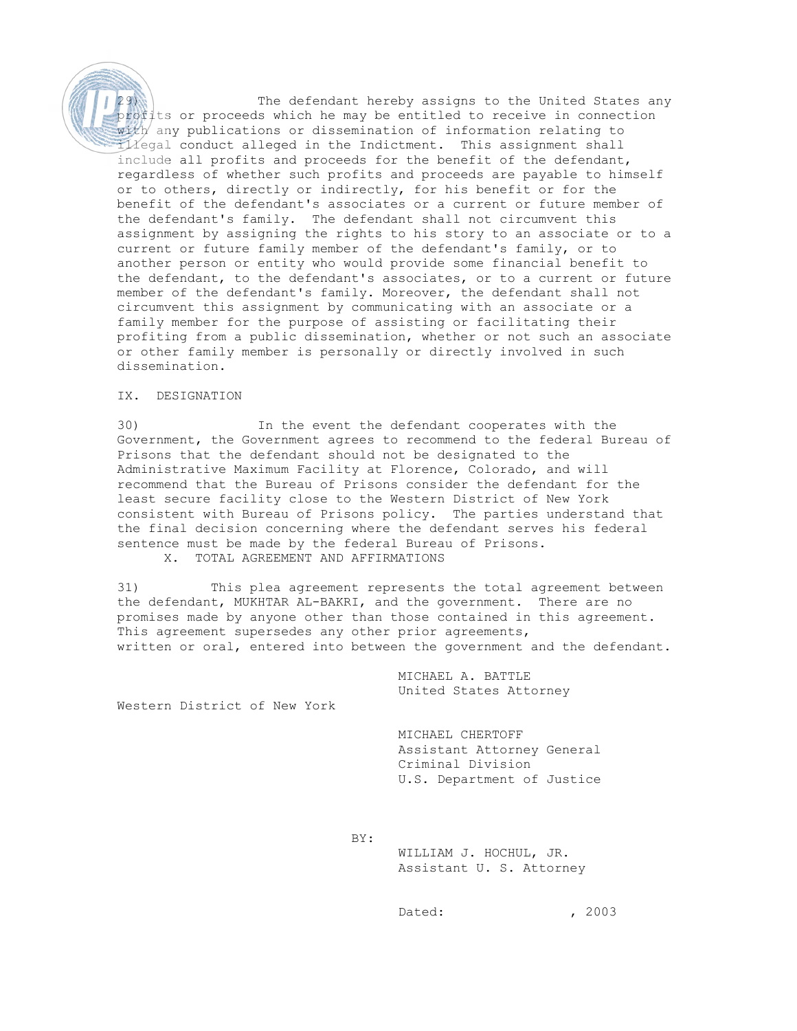29) The defendant hereby assigns to the United States any profits or proceeds which he may be entitled to receive in connection with any publications or dissemination of information relating to illegal conduct alleged in the Indictment. This assignment shall include all profits and proceeds for the benefit of the defendant, regardless of whether such profits and proceeds are payable to himself or to others, directly or indirectly, for his benefit or for the benefit of the defendant's associates or a current or future member of the defendant's family. The defendant shall not circumvent this assignment by assigning the rights to his story to an associate or to a current or future family member of the defendant's family, or to another person or entity who would provide some financial benefit to the defendant, to the defendant's associates, or to a current or future member of the defendant's family. Moreover, the defendant shall not circumvent this assignment by communicating with an associate or a family member for the purpose of assisting or facilitating their profiting from a public dissemination, whether or not such an associate or other family member is personally or directly involved in such dissemination.

## IX. DESIGNATION

30) In the event the defendant cooperates with the Government, the Government agrees to recommend to the federal Bureau of Prisons that the defendant should not be designated to the Administrative Maximum Facility at Florence, Colorado, and will recommend that the Bureau of Prisons consider the defendant for the least secure facility close to the Western District of New York consistent with Bureau of Prisons policy. The parties understand that the final decision concerning where the defendant serves his federal sentence must be made by the federal Bureau of Prisons.

## X. TOTAL AGREEMENT AND AFFIRMATIONS

31) This plea agreement represents the total agreement between the defendant, MUKHTAR AL-BAKRI, and the government. There are no promises made by anyone other than those contained in this agreement. This agreement supersedes any other prior agreements, written or oral, entered into between the government and the defendant.

MICHAEL A. BATTLE
United States Attorney
Western District of New York

MICHAEL CHERTOFF
Assistant Attorney General
Criminal Division
U.S. Department of Justice

BY:

WILLIAM J. HOCHUL, JR.
Assistant U. S. Attorney

Dated: , 2003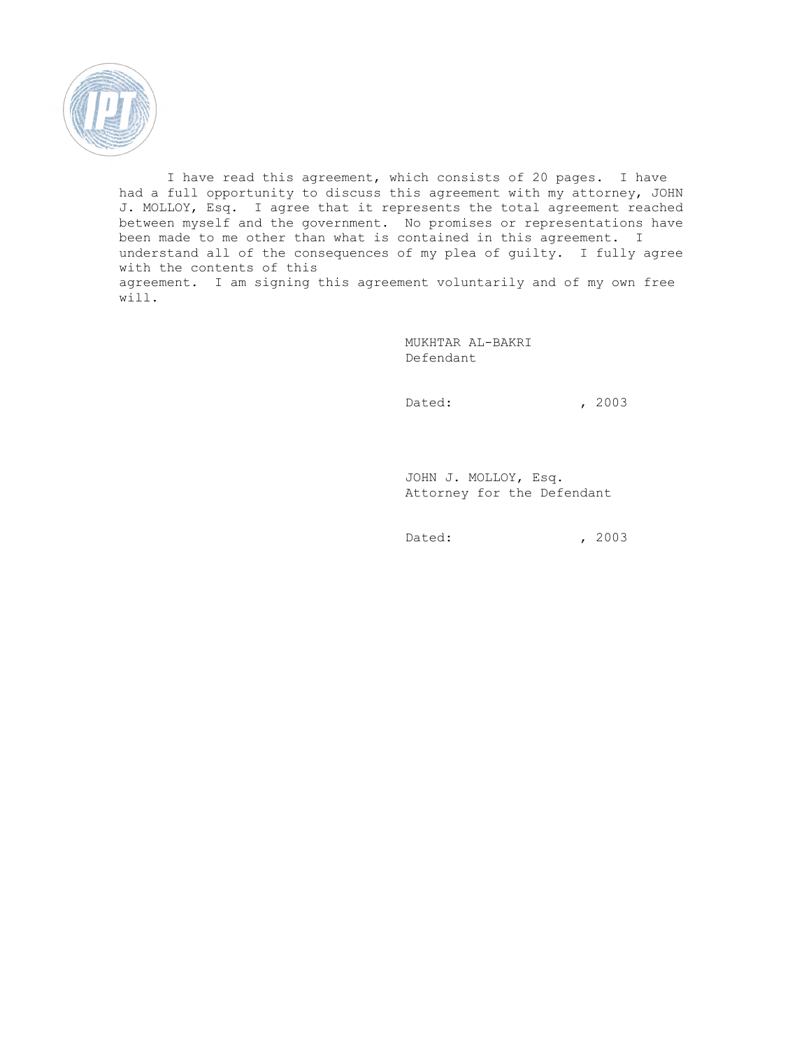I have read this agreement, which consists of 20 pages. I have had a full opportunity to discuss this agreement with my attorney, JOHN J. MOLLOY, Esq. I agree that it represents the total agreement reached between myself and the government. No promises or representations have been made to me other than what is contained in this agreement. I understand all of the consequences of my plea of guilty. I fully agree with the contents of this agreement. I am signing this agreement voluntarily and of my own free will.

MUKHTAR AL-BAKRI
Defendant

Dated: , 2003

JOHN J. MOLLOY, Esq.
Attorney for the Defendant

Dated: , 2003